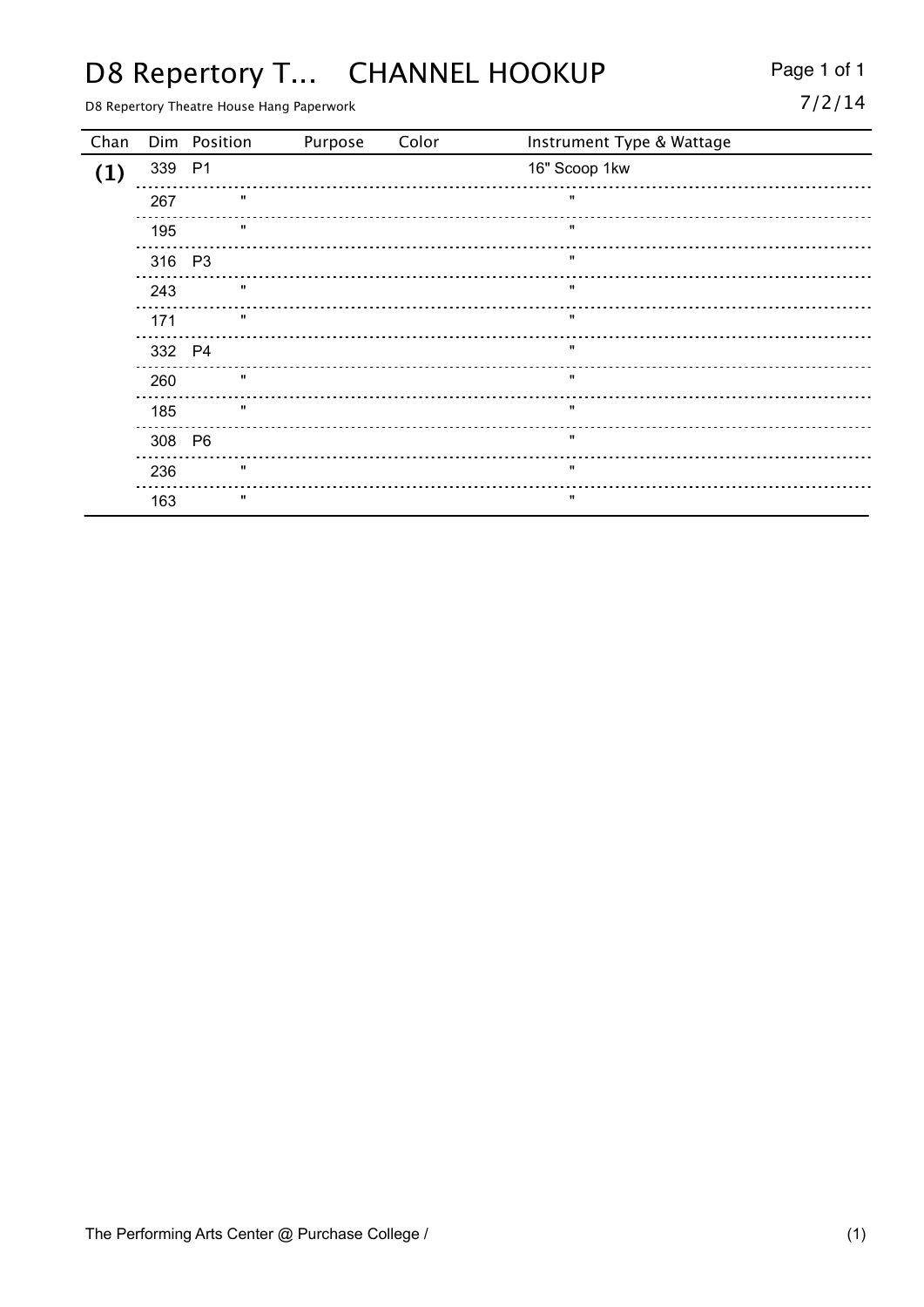# D8 Repertory T... CHANNEL HOOKUP

D8 Repertory Theatre House Hang Paperwork

7/2/14

| Chan | Dim | Position | Purpose | Color | Instrument Type & Wattage |
|---|---|---|---|---|---|
| (1) | 339 | P1 | | | 16" Scoop 1kw |
| | 267 | " | | | " |
| | 195 | " | | | " |
| | 316 | P3 | | | " |
| | 243 | " | | | " |
| | 171 | " | | | " |
| | 332 | P4 | | | " |
| | 260 | " | | | " |
| | 185 | " | | | " |
| | 308 | P6 | | | " |
| | 236 | " | | | " |
| | 163 | " | | | " |

The Performing Arts Center @ Purchase College /

(1)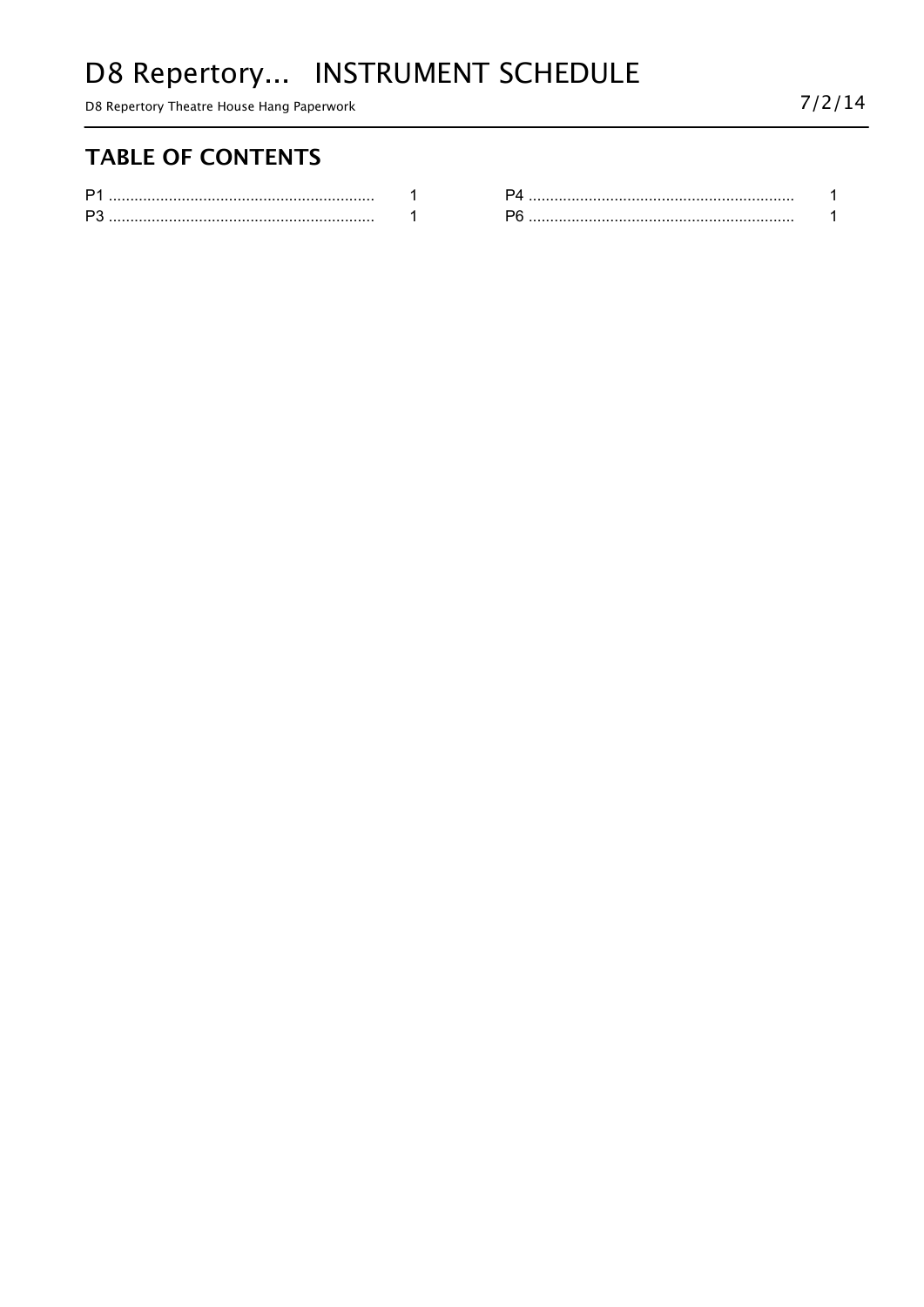# D8 Repertory... INSTRUMENT SCHEDULE

D8 Repertory Theatre House Hang Paperwork

7/2/14

## TABLE OF CONTENTS

| | |
|---|---|
| P1 ............................................................. | 1 |
| P3 ............................................................. | 1 |
| P4 ............................................................. | 1 |
| P6 ............................................................. | 1 |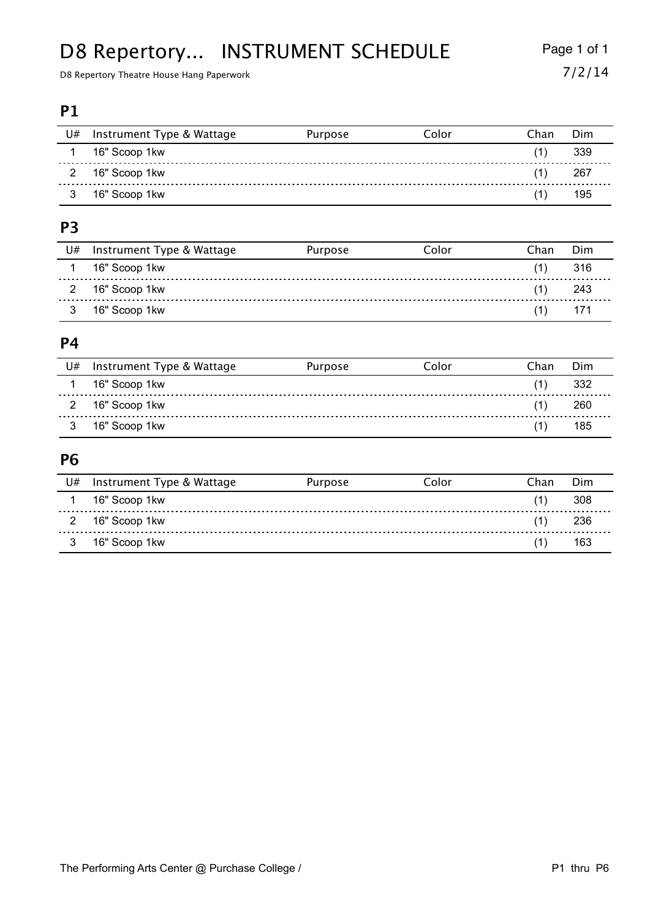# D8 Repertory... INSTRUMENT SCHEDULE

D8 Repertory Theatre House Hang Paperwork

7/2/14

## P1

| U# | Instrument Type & Wattage | Purpose | Color | Chan | Dim |
|---|---|---|---|---|---|
| 1 | 16" Scoop 1kw | | | (1) | 339 |
| 2 | 16" Scoop 1kw | | | (1) | 267 |
| 3 | 16" Scoop 1kw | | | (1) | 195 |

## P3

| U# | Instrument Type & Wattage | Purpose | Color | Chan | Dim |
|---|---|---|---|---|---|
| 1 | 16" Scoop 1kw | | | (1) | 316 |
| 2 | 16" Scoop 1kw | | | (1) | 243 |
| 3 | 16" Scoop 1kw | | | (1) | 171 |

## P4

| U# | Instrument Type & Wattage | Purpose | Color | Chan | Dim |
|---|---|---|---|---|---|
| 1 | 16" Scoop 1kw | | | (1) | 332 |
| 2 | 16" Scoop 1kw | | | (1) | 260 |
| 3 | 16" Scoop 1kw | | | (1) | 185 |

## P6

| U# | Instrument Type & Wattage | Purpose | Color | Chan | Dim |
|---|---|---|---|---|---|
| 1 | 16" Scoop 1kw | | | (1) | 308 |
| 2 | 16" Scoop 1kw | | | (1) | 236 |
| 3 | 16" Scoop 1kw | | | (1) | 163 |

The Performing Arts Center @ Purchase College /

P1 thru P6